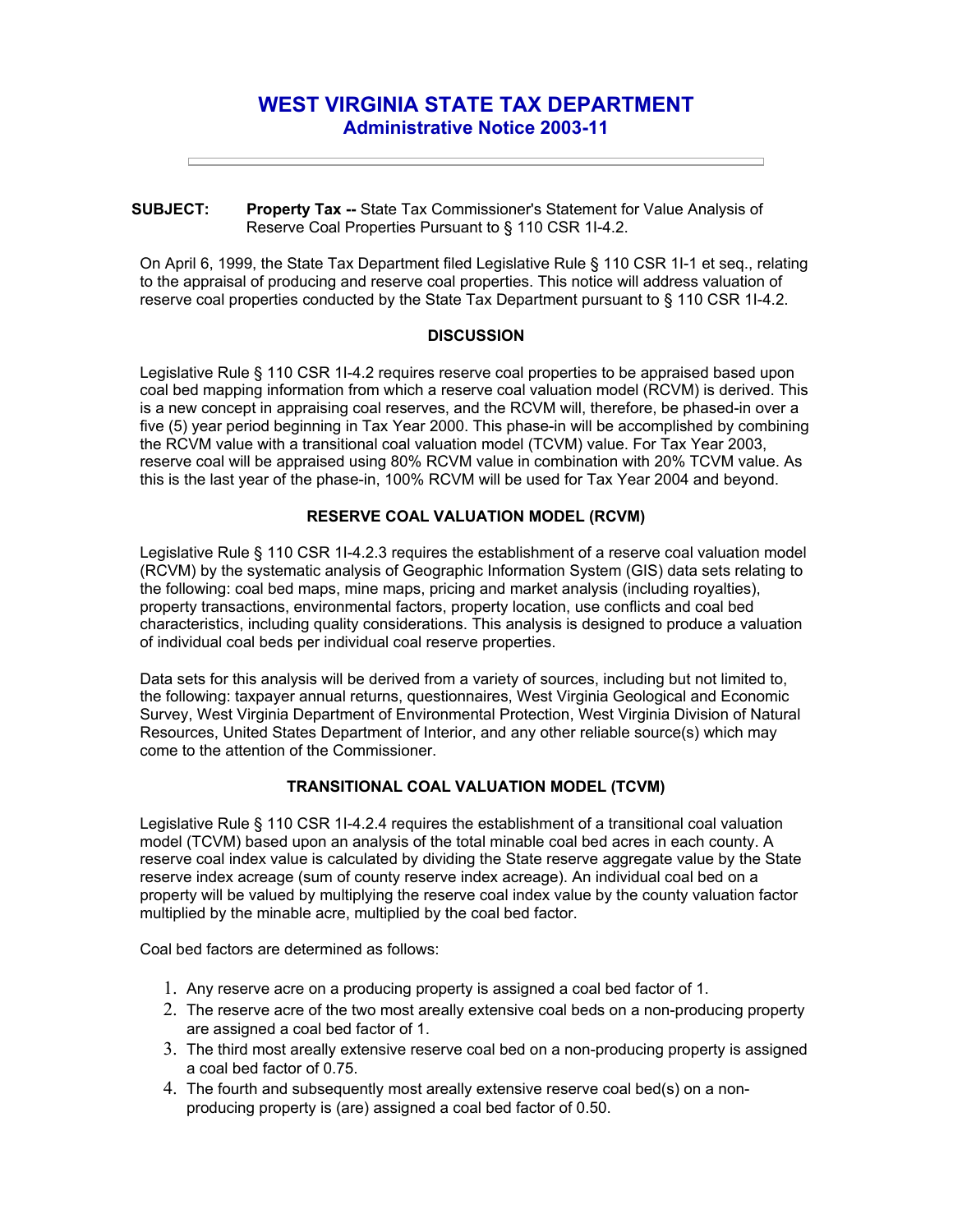# WEST VIRGINIA STATE TAX DEPARTMENT
## Administrative Notice 2003-11

---

**SUBJECT:** **Property Tax --** State Tax Commissioner's Statement for Value Analysis of Reserve Coal Properties Pursuant to § 110 CSR 1I-4.2.

On April 6, 1999, the State Tax Department filed Legislative Rule § 110 CSR 1I-1 et seq., relating to the appraisal of producing and reserve coal properties. This notice will address valuation of reserve coal properties conducted by the State Tax Department pursuant to § 110 CSR 1I-4.2.

### DISCUSSION

Legislative Rule § 110 CSR 1I-4.2 requires reserve coal properties to be appraised based upon coal bed mapping information from which a reserve coal valuation model (RCVM) is derived. This is a new concept in appraising coal reserves, and the RCVM will, therefore, be phased-in over a five (5) year period beginning in Tax Year 2000. This phase-in will be accomplished by combining the RCVM value with a transitional coal valuation model (TCVM) value. For Tax Year 2003, reserve coal will be appraised using 80% RCVM value in combination with 20% TCVM value. As this is the last year of the phase-in, 100% RCVM will be used for Tax Year 2004 and beyond.

### RESERVE COAL VALUATION MODEL (RCVM)

Legislative Rule § 110 CSR 1I-4.2.3 requires the establishment of a reserve coal valuation model (RCVM) by the systematic analysis of Geographic Information System (GIS) data sets relating to the following: coal bed maps, mine maps, pricing and market analysis (including royalties), property transactions, environmental factors, property location, use conflicts and coal bed characteristics, including quality considerations. This analysis is designed to produce a valuation of individual coal beds per individual coal reserve properties.

Data sets for this analysis will be derived from a variety of sources, including but not limited to, the following: taxpayer annual returns, questionnaires, West Virginia Geological and Economic Survey, West Virginia Department of Environmental Protection, West Virginia Division of Natural Resources, United States Department of Interior, and any other reliable source(s) which may come to the attention of the Commissioner.

### TRANSITIONAL COAL VALUATION MODEL (TCVM)

Legislative Rule § 110 CSR 1I-4.2.4 requires the establishment of a transitional coal valuation model (TCVM) based upon an analysis of the total minable coal bed acres in each county. A reserve coal index value is calculated by dividing the State reserve aggregate value by the State reserve index acreage (sum of county reserve index acreage). An individual coal bed on a property will be valued by multiplying the reserve coal index value by the county valuation factor multiplied by the minable acre, multiplied by the coal bed factor.

Coal bed factors are determined as follows:

1. Any reserve acre on a producing property is assigned a coal bed factor of 1.
2. The reserve acre of the two most areally extensive coal beds on a non-producing property are assigned a coal bed factor of 1.
3. The third most areally extensive reserve coal bed on a non-producing property is assigned a coal bed factor of 0.75.
4. The fourth and subsequently most areally extensive reserve coal bed(s) on a non-producing property is (are) assigned a coal bed factor of 0.50.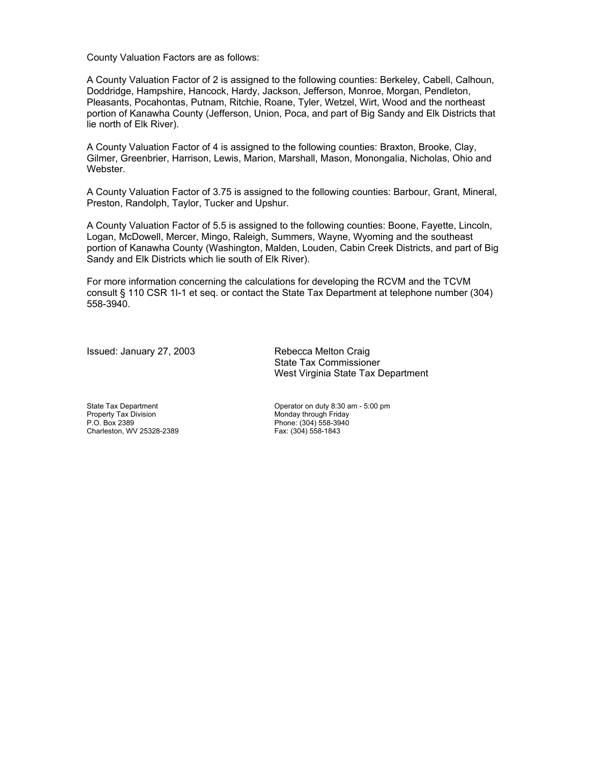County Valuation Factors are as follows:

A County Valuation Factor of 2 is assigned to the following counties: Berkeley, Cabell, Calhoun, Doddridge, Hampshire, Hancock, Hardy, Jackson, Jefferson, Monroe, Morgan, Pendleton, Pleasants, Pocahontas, Putnam, Ritchie, Roane, Tyler, Wetzel, Wirt, Wood and the northeast portion of Kanawha County (Jefferson, Union, Poca, and part of Big Sandy and Elk Districts that lie north of Elk River).

A County Valuation Factor of 4 is assigned to the following counties: Braxton, Brooke, Clay, Gilmer, Greenbrier, Harrison, Lewis, Marion, Marshall, Mason, Monongalia, Nicholas, Ohio and Webster.

A County Valuation Factor of 3.75 is assigned to the following counties: Barbour, Grant, Mineral, Preston, Randolph, Taylor, Tucker and Upshur.

A County Valuation Factor of 5.5 is assigned to the following counties: Boone, Fayette, Lincoln, Logan, McDowell, Mercer, Mingo, Raleigh, Summers, Wayne, Wyoming and the southeast portion of Kanawha County (Washington, Malden, Louden, Cabin Creek Districts, and part of Big Sandy and Elk Districts which lie south of Elk River).

For more information concerning the calculations for developing the RCVM and the TCVM consult § 110 CSR 1I-1 et seq. or contact the State Tax Department at telephone number (304) 558-3940.

Issued: January 27, 2003

Rebecca Melton Craig
State Tax Commissioner
West Virginia State Tax Department

State Tax Department
Property Tax Division
P.O. Box 2389
Charleston, WV 25328-2389

Operator on duty 8:30 am - 5:00 pm
Monday through Friday
Phone: (304) 558-3940
Fax: (304) 558-1843